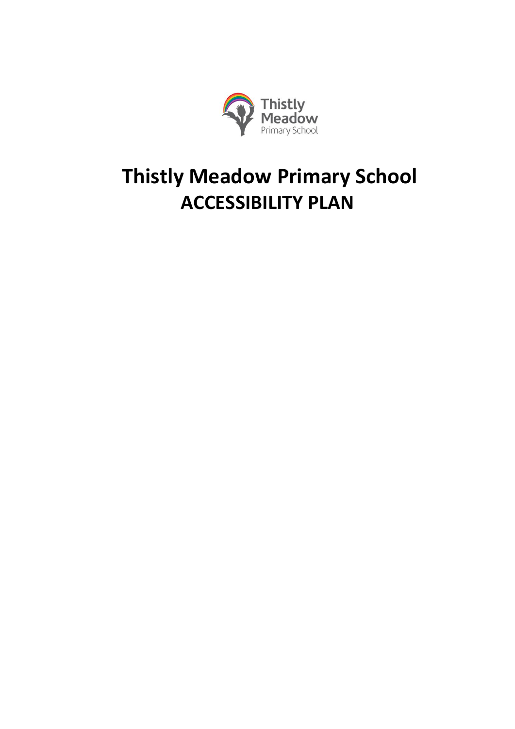# Thistly Meadow Primary School

## ACCESSIBILITY PLAN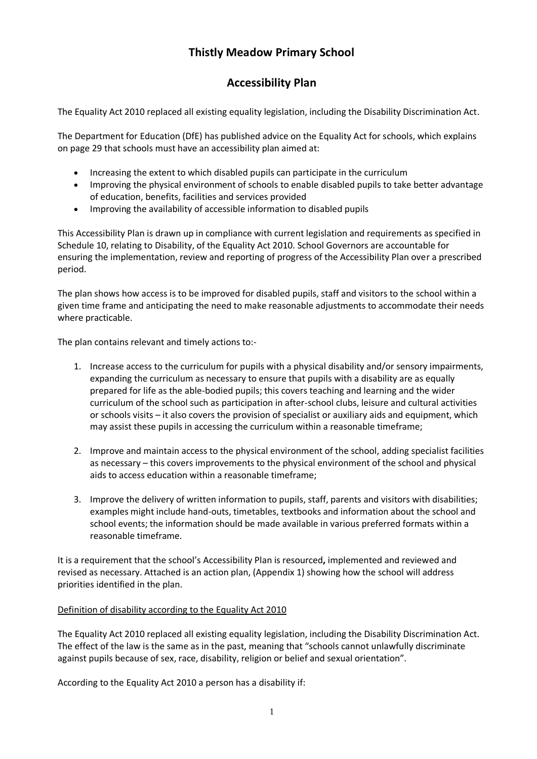# Thistly Meadow Primary School

## Accessibility Plan

The Equality Act 2010 replaced all existing equality legislation, including the Disability Discrimination Act.

The Department for Education (DfE) has published advice on the Equality Act for schools, which explains on page 29 that schools must have an accessibility plan aimed at:

- Increasing the extent to which disabled pupils can participate in the curriculum
- Improving the physical environment of schools to enable disabled pupils to take better advantage of education, benefits, facilities and services provided
- Improving the availability of accessible information to disabled pupils

This Accessibility Plan is drawn up in compliance with current legislation and requirements as specified in Schedule 10, relating to Disability, of the Equality Act 2010. School Governors are accountable for ensuring the implementation, review and reporting of progress of the Accessibility Plan over a prescribed period.

The plan shows how access is to be improved for disabled pupils, staff and visitors to the school within a given time frame and anticipating the need to make reasonable adjustments to accommodate their needs where practicable.

The plan contains relevant and timely actions to:-

1. Increase access to the curriculum for pupils with a physical disability and/or sensory impairments, expanding the curriculum as necessary to ensure that pupils with a disability are as equally prepared for life as the able-bodied pupils; this covers teaching and learning and the wider curriculum of the school such as participation in after-school clubs, leisure and cultural activities or schools visits – it also covers the provision of specialist or auxiliary aids and equipment, which may assist these pupils in accessing the curriculum within a reasonable timeframe;

2. Improve and maintain access to the physical environment of the school, adding specialist facilities as necessary – this covers improvements to the physical environment of the school and physical aids to access education within a reasonable timeframe;

3. Improve the delivery of written information to pupils, staff, parents and visitors with disabilities; examples might include hand-outs, timetables, textbooks and information about the school and school events; the information should be made available in various preferred formats within a reasonable timeframe.

It is a requirement that the school's Accessibility Plan is resourced**,** implemented and reviewed and revised as necessary. Attached is an action plan, (Appendix 1) showing how the school will address priorities identified in the plan.

<u>Definition of disability according to the Equality Act 2010</u>

The Equality Act 2010 replaced all existing equality legislation, including the Disability Discrimination Act. The effect of the law is the same as in the past, meaning that "schools cannot unlawfully discriminate against pupils because of sex, race, disability, religion or belief and sexual orientation".

According to the Equality Act 2010 a person has a disability if: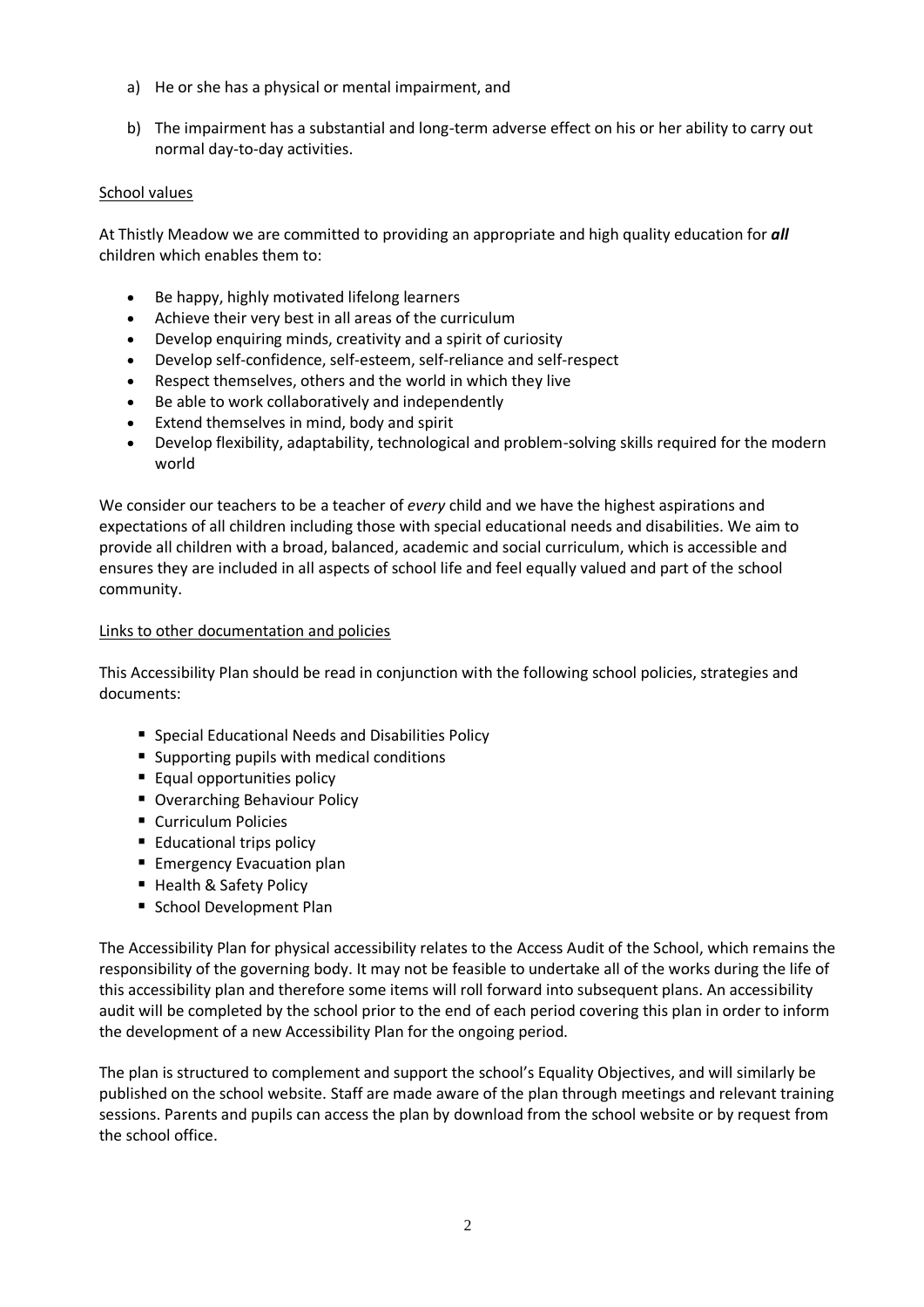a) He or she has a physical or mental impairment, and

b) The impairment has a substantial and long-term adverse effect on his or her ability to carry out normal day-to-day activities.

<u>School values</u>

At Thistly Meadow we are committed to providing an appropriate and high quality education for ***all*** children which enables them to:

- Be happy, highly motivated lifelong learners
- Achieve their very best in all areas of the curriculum
- Develop enquiring minds, creativity and a spirit of curiosity
- Develop self-confidence, self-esteem, self-reliance and self-respect
- Respect themselves, others and the world in which they live
- Be able to work collaboratively and independently
- Extend themselves in mind, body and spirit
- Develop flexibility, adaptability, technological and problem-solving skills required for the modern world

We consider our teachers to be a teacher of *every* child and we have the highest aspirations and expectations of all children including those with special educational needs and disabilities. We aim to provide all children with a broad, balanced, academic and social curriculum, which is accessible and ensures they are included in all aspects of school life and feel equally valued and part of the school community.

<u>Links to other documentation and policies</u>

This Accessibility Plan should be read in conjunction with the following school policies, strategies and documents:

- Special Educational Needs and Disabilities Policy
- Supporting pupils with medical conditions
- Equal opportunities policy
- Overarching Behaviour Policy
- Curriculum Policies
- Educational trips policy
- Emergency Evacuation plan
- Health & Safety Policy
- School Development Plan

The Accessibility Plan for physical accessibility relates to the Access Audit of the School, which remains the responsibility of the governing body. It may not be feasible to undertake all of the works during the life of this accessibility plan and therefore some items will roll forward into subsequent plans. An accessibility audit will be completed by the school prior to the end of each period covering this plan in order to inform the development of a new Accessibility Plan for the ongoing period.

The plan is structured to complement and support the school's Equality Objectives, and will similarly be published on the school website. Staff are made aware of the plan through meetings and relevant training sessions. Parents and pupils can access the plan by download from the school website or by request from the school office.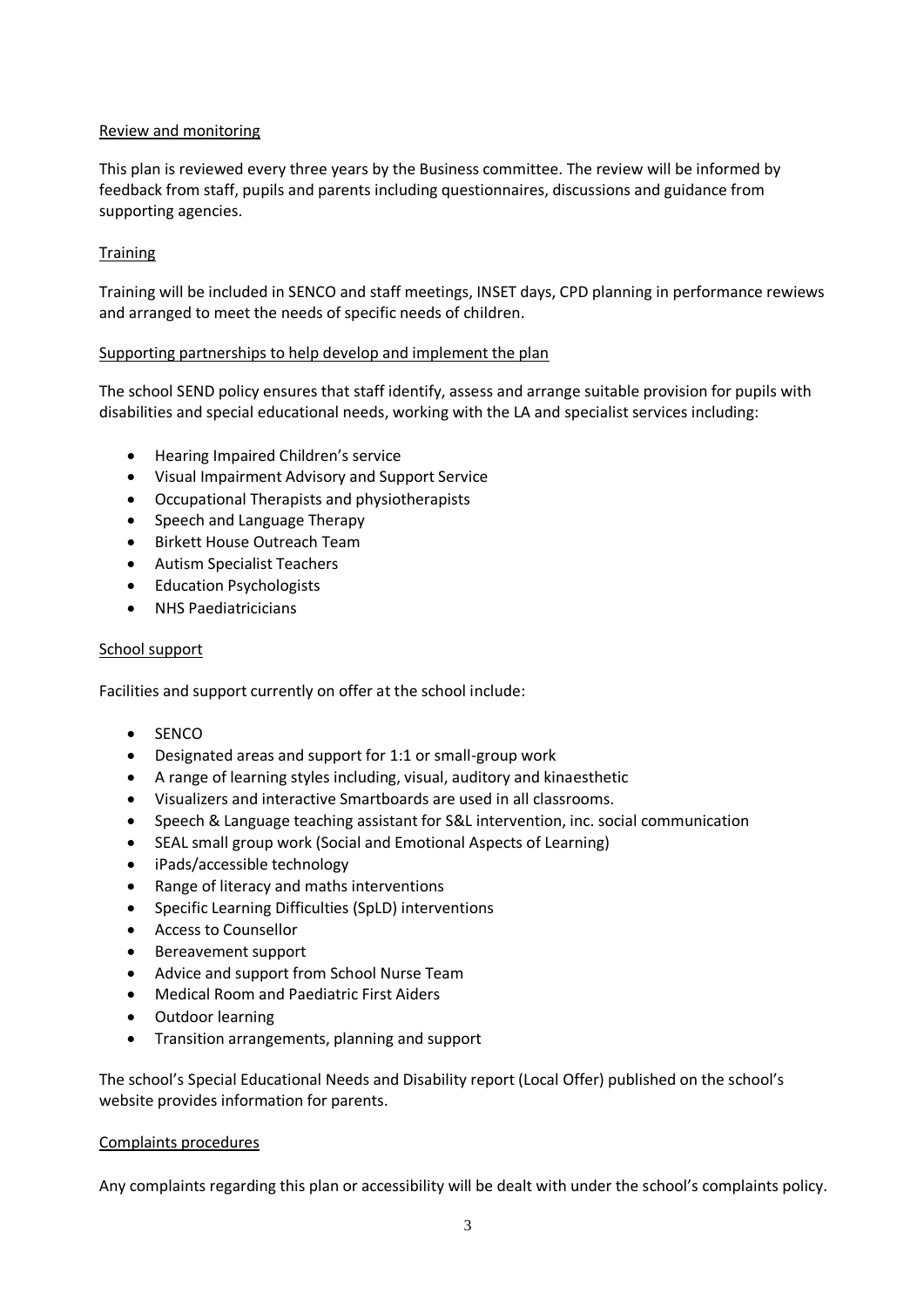## Review and monitoring

This plan is reviewed every three years by the Business committee. The review will be informed by feedback from staff, pupils and parents including questionnaires, discussions and guidance from supporting agencies.

## Training

Training will be included in SENCO and staff meetings, INSET days, CPD planning in performance rewiews and arranged to meet the needs of specific needs of children.

## Supporting partnerships to help develop and implement the plan

The school SEND policy ensures that staff identify, assess and arrange suitable provision for pupils with disabilities and special educational needs, working with the LA and specialist services including:

- Hearing Impaired Children's service
- Visual Impairment Advisory and Support Service
- Occupational Therapists and physiotherapists
- Speech and Language Therapy
- Birkett House Outreach Team
- Autism Specialist Teachers
- Education Psychologists
- NHS Paediatricicians

## School support

Facilities and support currently on offer at the school include:

- SENCO
- Designated areas and support for 1:1 or small-group work
- A range of learning styles including, visual, auditory and kinaesthetic
- Visualizers and interactive Smartboards are used in all classrooms.
- Speech & Language teaching assistant for S&L intervention, inc. social communication
- SEAL small group work (Social and Emotional Aspects of Learning)
- iPads/accessible technology
- Range of literacy and maths interventions
- Specific Learning Difficulties (SpLD) interventions
- Access to Counsellor
- Bereavement support
- Advice and support from School Nurse Team
- Medical Room and Paediatric First Aiders
- Outdoor learning
- Transition arrangements, planning and support

The school's Special Educational Needs and Disability report (Local Offer) published on the school's website provides information for parents.

## Complaints procedures

Any complaints regarding this plan or accessibility will be dealt with under the school's complaints policy.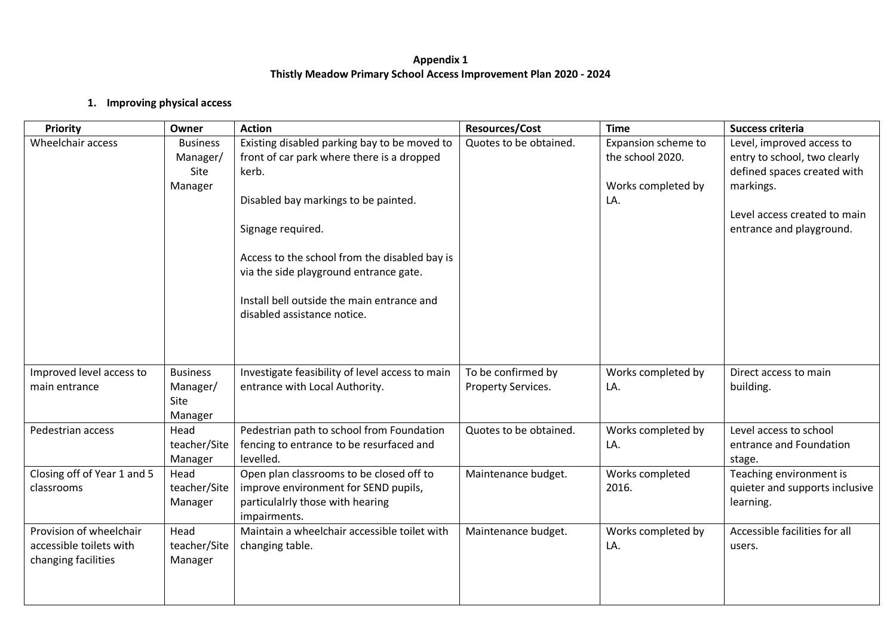**Appendix 1**
**Thistly Meadow Primary School Access Improvement Plan 2020 - 2024**

1. **Improving physical access**

| Priority | Owner | Action | Resources/Cost | Time | Success criteria |
|---|---|---|---|---|---|
| Wheelchair access | Business Manager/ Site Manager | Existing disabled parking bay to be moved to front of car park where there is a dropped kerb.<br><br>Disabled bay markings to be painted.<br><br>Signage required.<br><br>Access to the school from the disabled bay is via the side playground entrance gate.<br><br>Install bell outside the main entrance and disabled assistance notice. | Quotes to be obtained. | Expansion scheme to the school 2020.<br><br>Works completed by LA. | Level, improved access to entry to school, two clearly defined spaces created with markings.<br><br>Level access created to main entrance and playground. |
| Improved level access to main entrance | Business Manager/ Site Manager | Investigate feasibility of level access to main entrance with Local Authority. | To be confirmed by Property Services. | Works completed by LA. | Direct access to main building. |
| Pedestrian access | Head teacher/Site Manager | Pedestrian path to school from Foundation fencing to entrance to be resurfaced and levelled. | Quotes to be obtained. | Works completed by LA. | Level access to school entrance and Foundation stage. |
| Closing off of Year 1 and 5 classrooms | Head teacher/Site Manager | Open plan classrooms to be closed off to improve environment for SEND pupils, particulalrly those with hearing impairments. | Maintenance budget. | Works completed 2016. | Teaching environment is quieter and supports inclusive learning. |
| Provision of wheelchair accessible toilets with changing facilities | Head teacher/Site Manager | Maintain a wheelchair accessible toilet with changing table. | Maintenance budget. | Works completed by LA. | Accessible facilities for all users. |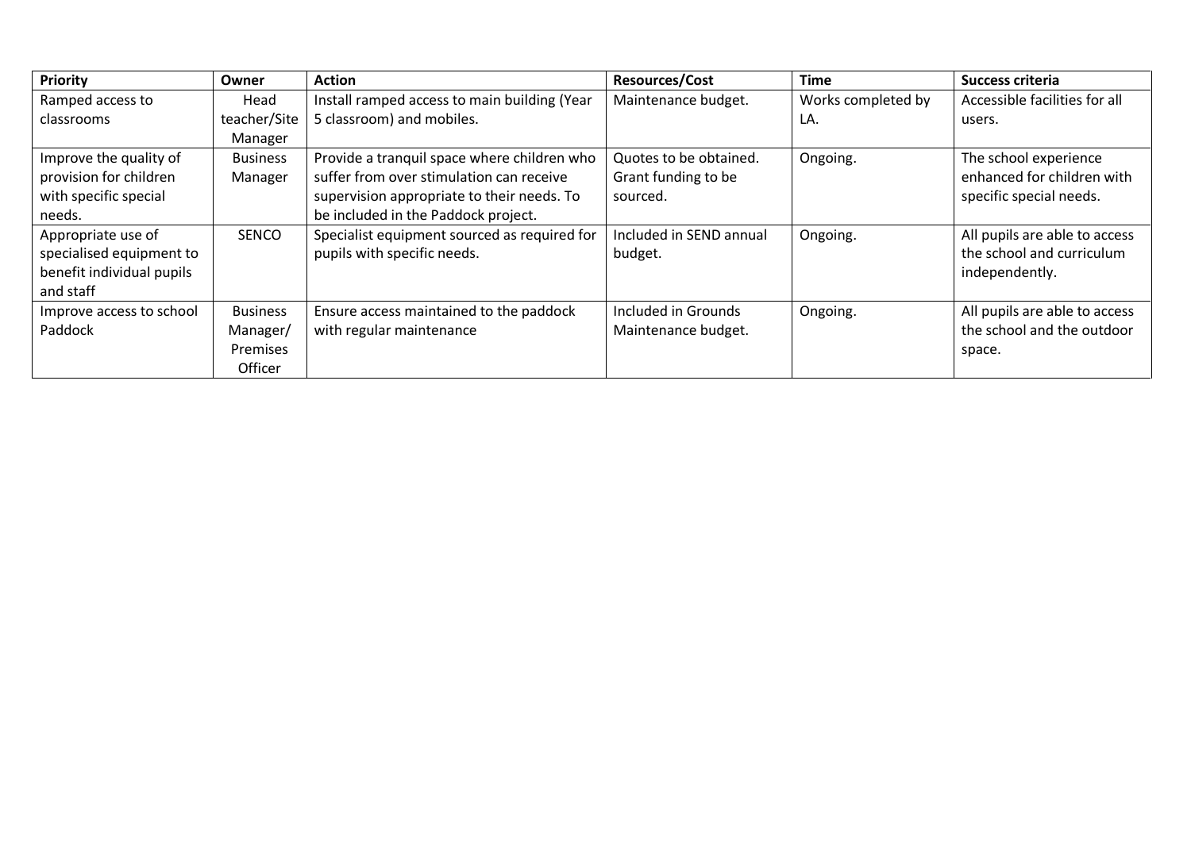| Priority | Owner | Action | Resources/Cost | Time | Success criteria |
|---|---|---|---|---|---|
| Ramped access to classrooms | Head teacher/Site Manager | Install ramped access to main building (Year 5 classroom) and mobiles. | Maintenance budget. | Works completed by LA. | Accessible facilities for all users. |
| Improve the quality of provision for children with specific special needs. | Business Manager | Provide a tranquil space where children who suffer from over stimulation can receive supervision appropriate to their needs. To be included in the Paddock project. | Quotes to be obtained. Grant funding to be sourced. | Ongoing. | The school experience enhanced for children with specific special needs. |
| Appropriate use of specialised equipment to benefit individual pupils and staff | SENCO | Specialist equipment sourced as required for pupils with specific needs. | Included in SEND annual budget. | Ongoing. | All pupils are able to access the school and curriculum independently. |
| Improve access to school Paddock | Business Manager/ Premises Officer | Ensure access maintained to the paddock with regular maintenance | Included in Grounds Maintenance budget. | Ongoing. | All pupils are able to access the school and the outdoor space. |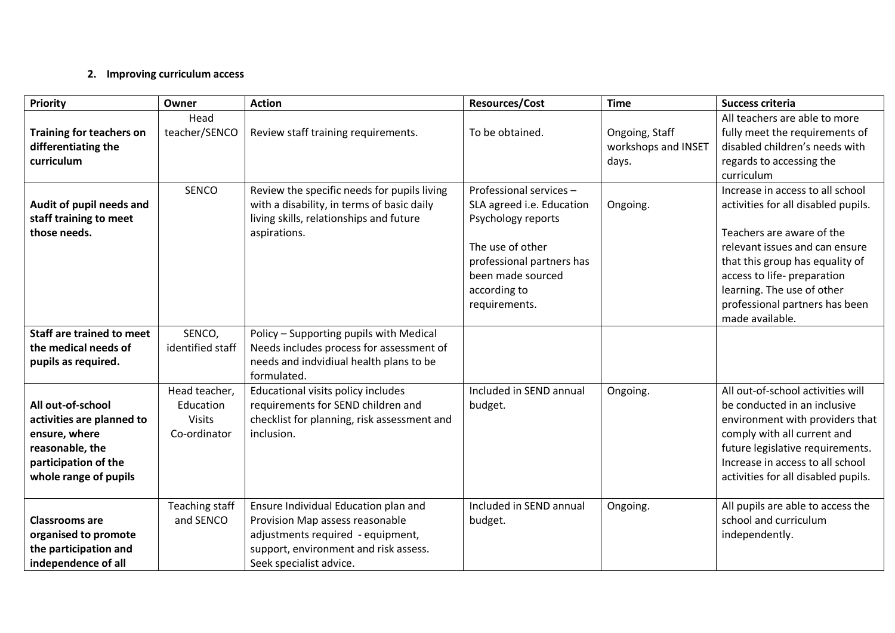**2. Improving curriculum access**

| Priority | Owner | Action | Resources/Cost | Time | Success criteria |
|---|---|---|---|---|---|
| **Training for teachers on differentiating the curriculum** | Head teacher/SENCO | Review staff training requirements. | To be obtained. | Ongoing, Staff workshops and INSET days. | All teachers are able to more fully meet the requirements of disabled children's needs with regards to accessing the curriculum |
| **Audit of pupil needs and staff training to meet those needs.** | SENCO | Review the specific needs for pupils living with a disability, in terms of basic daily living skills, relationships and future aspirations. | Professional services – SLA agreed i.e. Education Psychology reports<br><br>The use of other professional partners has been made sourced according to requirements. | Ongoing. | Increase in access to all school activities for all disabled pupils.<br><br>Teachers are aware of the relevant issues and can ensure that this group has equality of access to life- preparation learning. The use of other professional partners has been made available. |
| **Staff are trained to meet the medical needs of pupils as required.** | SENCO, identified staff | Policy – Supporting pupils with Medical Needs includes process for assessment of needs and indvidiual health plans to be formulated. | | | |
| **All out-of-school activities are planned to ensure, where reasonable, the participation of the whole range of pupils** | Head teacher, Education Visits Co-ordinator | Educational visits policy includes requirements for SEND children and checklist for planning, risk assessment and inclusion. | Included in SEND annual budget. | Ongoing. | All out-of-school activities will be conducted in an inclusive environment with providers that comply with all current and future legislative requirements. Increase in access to all school activities for all disabled pupils. |
| **Classrooms are organised to promote the participation and independence of all** | Teaching staff and SENCO | Ensure Individual Education plan and Provision Map assess reasonable adjustments required - equipment, support, environment and risk assess. Seek specialist advice. | Included in SEND annual budget. | Ongoing. | All pupils are able to access the school and curriculum independently. |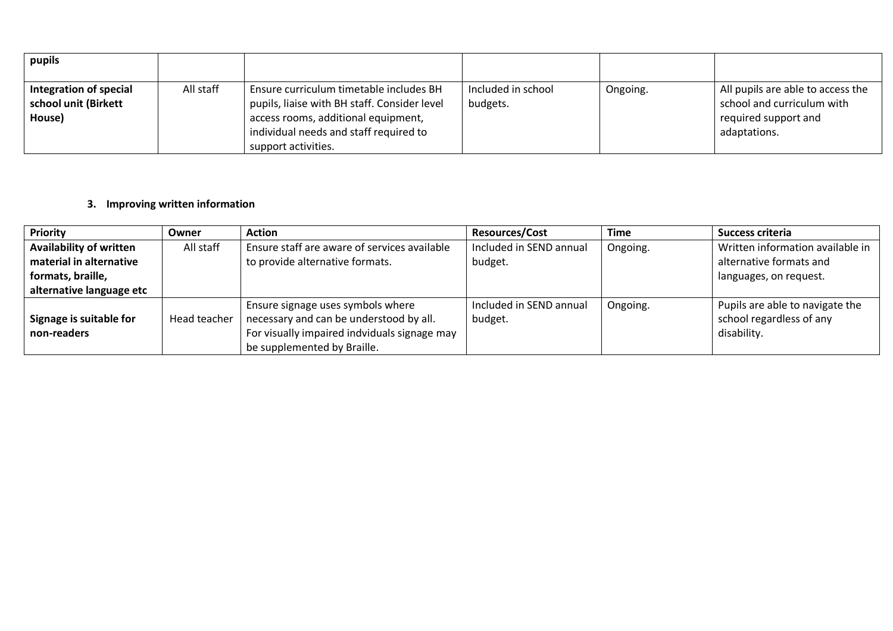| | | | | | |
|---|---|---|---|---|---|
| **pupils** | | | | | |
| **Integration of special school unit (Birkett House)** | All staff | Ensure curriculum timetable includes BH pupils, liaise with BH staff. Consider level access rooms, additional equipment, individual needs and staff required to support activities. | Included in school budgets. | Ongoing. | All pupils are able to access the school and curriculum with required support and adaptations. |

### 3. Improving written information

| Priority | Owner | Action | Resources/Cost | Time | Success criteria |
|---|---|---|---|---|---|
| **Availability of written material in alternative formats, braille, alternative language etc** | All staff | Ensure staff are aware of services available to provide alternative formats. | Included in SEND annual budget. | Ongoing. | Written information available in alternative formats and languages, on request. |
| **Signage is suitable for non-readers** | Head teacher | Ensure signage uses symbols where necessary and can be understood by all. For visually impaired indviduals signage may be supplemented by Braille. | Included in SEND annual budget. | Ongoing. | Pupils are able to navigate the school regardless of any disability. |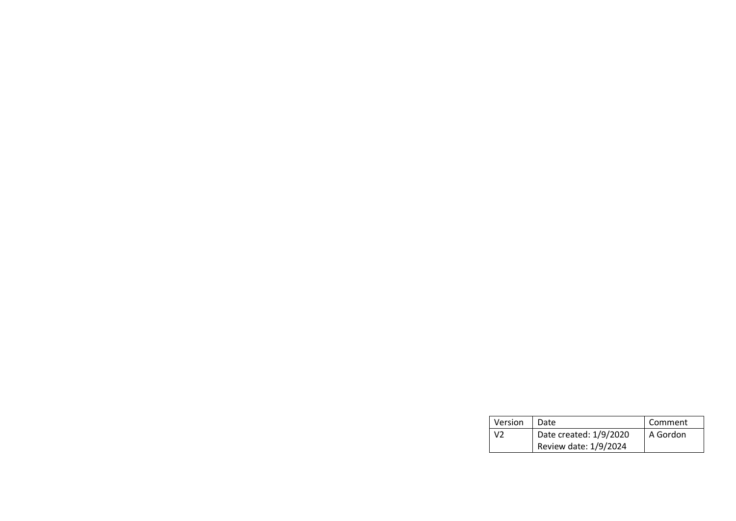| Version | Date | Comment |
|---|---|---|
| V2 | Date created: 1/9/2020<br>Review date: 1/9/2024 | A Gordon |